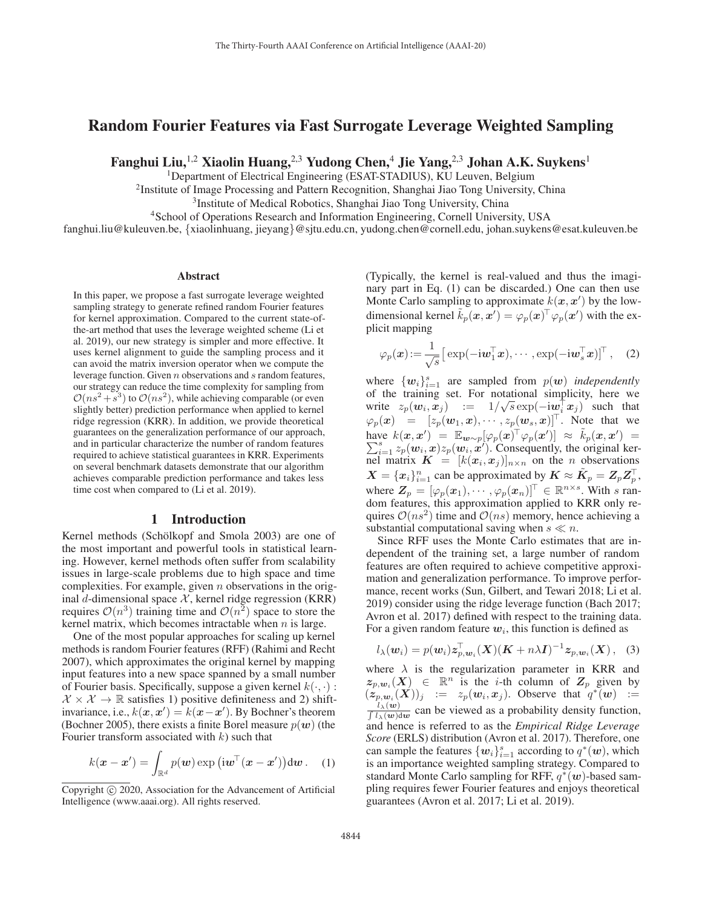# Random Fourier Features via Fast Surrogate Leverage Weighted Sampling

**Fanghui Liu,[1,2] Xiaolin Huang,[2,3] Yudong Chen,[4] Jie Yang,[2,3] Johan A.K. Suykens[1]**

[1]Department of Electrical Engineering (ESAT-STADIUS), KU Leuven, Belgium
[2]Institute of Image Processing and Pattern Recognition, Shanghai Jiao Tong University, China
[3]Institute of Medical Robotics, Shanghai Jiao Tong University, China
[4]School of Operations Research and Information Engineering, Cornell University, USA
fanghui.liu@kuleuven.be, {xiaolinhuang, jieyang}@sjtu.edu.cn, yudong.chen@cornell.edu, johan.suykens@esat.kuleuven.be

## Abstract

In this paper, we propose a fast surrogate leverage weighted sampling strategy to generate refined random Fourier features for kernel approximation. Compared to the current state-of-the-art method that uses the leverage weighted scheme (Li et al. 2019), our new strategy is simpler and more effective. It uses kernel alignment to guide the sampling process and it can avoid the matrix inversion operator when we compute the leverage function. Given $n$ observations and $s$ random features, our strategy can reduce the time complexity for sampling from $\mathcal{O}(ns^2+s^3)$ to $\mathcal{O}(ns^2)$, while achieving comparable (or even slightly better) prediction performance when applied to kernel ridge regression (KRR). In addition, we provide theoretical guarantees on the generalization performance of our approach, and in particular characterize the number of random features required to achieve statistical guarantees in KRR. Experiments on several benchmark datasets demonstrate that our algorithm achieves comparable prediction performance and takes less time cost when compared to (Li et al. 2019).

## 1 Introduction

Kernel methods (Schölkopf and Smola 2003) are one of the most important and powerful tools in statistical learning. However, kernel methods often suffer from scalability issues in large-scale problems due to high space and time complexities. For example, given $n$ observations in the original $d$-dimensional space $\mathcal{X}$, kernel ridge regression (KRR) requires $\mathcal{O}(n^3)$ training time and $\mathcal{O}(n^2)$ space to store the kernel matrix, which becomes intractable when $n$ is large.

One of the most popular approaches for scaling up kernel methods is random Fourier features (RFF) (Rahimi and Recht 2007), which approximates the original kernel by mapping input features into a new space spanned by a small number of Fourier basis. Specifically, suppose a given kernel $k(\cdot,\cdot): \mathcal{X}\times\mathcal{X}\rightarrow\mathbb{R}$ satisfies 1) positive definiteness and 2) shift-invariance, i.e., $k(\boldsymbol{x},\boldsymbol{x}')=k(\boldsymbol{x}-\boldsymbol{x}')$. By Bochner's theorem (Bochner 2005), there exists a finite Borel measure $p(\boldsymbol{w})$ (the Fourier transform associated with $k$) such that

$$k(\boldsymbol{x}-\boldsymbol{x}') = \int_{\mathbb{R}^d} p(\boldsymbol{w}) \exp\left(\mathrm{i}\boldsymbol{w}^\top(\boldsymbol{x}-\boldsymbol{x}')\right)\mathrm{d}\boldsymbol{w}\,. \quad (1)$$

(Typically, the kernel is real-valued and thus the imaginary part in Eq. (1) can be discarded.) One can then use Monte Carlo sampling to approximate $k(\boldsymbol{x},\boldsymbol{x}')$ by the low-dimensional kernel $\tilde{k}_p(\boldsymbol{x},\boldsymbol{x}')=\varphi_p(\boldsymbol{x})^\top\varphi_p(\boldsymbol{x}')$ with the explicit mapping

$$\varphi_p(\boldsymbol{x}) := \frac{1}{\sqrt{s}}\left[\exp(-\mathrm{i}\boldsymbol{w}_1^\top\boldsymbol{x}),\cdots,\exp(-\mathrm{i}\boldsymbol{w}_s^\top\boldsymbol{x})\right]^\top, \quad (2)$$

where $\{\boldsymbol{w}_i\}_{i=1}^s$ are sampled from $p(\boldsymbol{w})$ *independently* of the training set. For notational simplicity, here we write $z_p(\boldsymbol{w}_i,\boldsymbol{x}_j) := 1/\sqrt{s}\exp(-\mathrm{i}\boldsymbol{w}_i^\top\boldsymbol{x}_j)$ such that $\varphi_p(\boldsymbol{x}) = [z_p(\boldsymbol{w}_1,\boldsymbol{x}),\cdots,z_p(\boldsymbol{w}_s,\boldsymbol{x})]^\top$. Note that we have $k(\boldsymbol{x},\boldsymbol{x}') = \mathbb{E}_{\boldsymbol{w}\sim p}[\varphi_p(\boldsymbol{x})^\top\varphi_p(\boldsymbol{x}')] \approx \tilde{k}_p(\boldsymbol{x},\boldsymbol{x}') = \sum_{i=1}^s z_p(\boldsymbol{w}_i,\boldsymbol{x})z_p(\boldsymbol{w}_i,\boldsymbol{x}')$. Consequently, the original kernel matrix $\boldsymbol{K}=[k(\boldsymbol{x}_i,\boldsymbol{x}_j)]_{n\times n}$ on the $n$ observations $\boldsymbol{X}=\{\boldsymbol{x}_i\}_{i=1}^n$ can be approximated by $\boldsymbol{K}\approx\tilde{\boldsymbol{K}}_p=\boldsymbol{Z}_p\boldsymbol{Z}_p^\top$, where $\boldsymbol{Z}_p=[\varphi_p(\boldsymbol{x}_1),\cdots,\varphi_p(\boldsymbol{x}_n)]^\top\in\mathbb{R}^{n\times s}$. With $s$ random features, this approximation applied to KRR only requires $\mathcal{O}(ns^2)$ time and $\mathcal{O}(ns)$ memory, hence achieving a substantial computational saving when $s\ll n$.

Since RFF uses the Monte Carlo estimates that are independent of the training set, a large number of random features are often required to achieve competitive approximation and generalization performance. To improve performance, recent works (Sun, Gilbert, and Tewari 2018; Li et al. 2019) consider using the ridge leverage function (Bach 2017; Avron et al. 2017) defined with respect to the training data. For a given random feature $\boldsymbol{w}_i$, this function is defined as

$$l_\lambda(\boldsymbol{w}_i) = p(\boldsymbol{w}_i)\boldsymbol{z}_{p,\boldsymbol{w}_i}^\top(\boldsymbol{X})(\boldsymbol{K}+n\lambda\boldsymbol{I})^{-1}\boldsymbol{z}_{p,\boldsymbol{w}_i}(\boldsymbol{X})\,, \quad (3)$$

where $\lambda$ is the regularization parameter in KRR and $\boldsymbol{z}_{p,\boldsymbol{w}_i}(\boldsymbol{X})\in\mathbb{R}^n$ is the $i$-th column of $\boldsymbol{Z}_p$ given by $(\boldsymbol{z}_{p,\boldsymbol{w}_i}(\boldsymbol{X}))_j := z_p(\boldsymbol{w}_i,\boldsymbol{x}_j)$. Observe that $q^*(\boldsymbol{w}) := \frac{l_\lambda(\boldsymbol{w})}{\int l_\lambda(\boldsymbol{w})\mathrm{d}\boldsymbol{w}}$ can be viewed as a probability density function, and hence is referred to as the *Empirical Ridge Leverage Score* (ERLS) distribution (Avron et al. 2017). Therefore, one can sample the features $\{\boldsymbol{w}_i\}_{i=1}^s$ according to $q^*(\boldsymbol{w})$, which is an importance weighted sampling strategy. Compared to standard Monte Carlo sampling for RFF, $q^*(\boldsymbol{w})$-based sampling requires fewer Fourier features and enjoys theoretical guarantees (Avron et al. 2017; Li et al. 2019).

Copyright © 2020, Association for the Advancement of Artificial Intelligence (www.aaai.org). All rights reserved.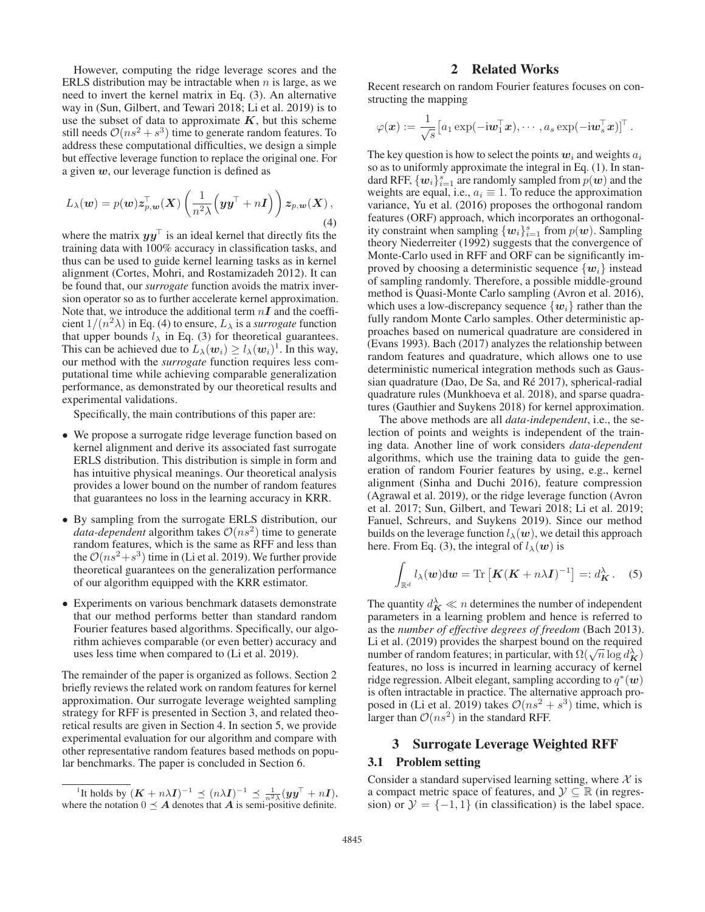However, computing the ridge leverage scores and the ERLS distribution may be intractable when $n$ is large, as we need to invert the kernel matrix in Eq. (3). An alternative way in (Sun, Gilbert, and Tewari 2018; Li et al. 2019) is to use the subset of data to approximate $\boldsymbol{K}$, but this scheme still needs $\mathcal{O}(ns^2 + s^3)$ time to generate random features. To address these computational difficulties, we design a simple but effective leverage function to replace the original one. For a given $\boldsymbol{w}$, our leverage function is defined as

$$L_\lambda(\boldsymbol{w}) = p(\boldsymbol{w}) \boldsymbol{z}_{p,\boldsymbol{w}}^\top(\boldsymbol{X}) \left( \frac{1}{n^2 \lambda} \Big( \boldsymbol{y}\boldsymbol{y}^\top + n\boldsymbol{I} \Big) \right) \boldsymbol{z}_{p,\boldsymbol{w}}(\boldsymbol{X}) \,, \tag{4}$$

where the matrix $\boldsymbol{y}\boldsymbol{y}^\top$ is an ideal kernel that directly fits the training data with 100% accuracy in classification tasks, and thus can be used to guide kernel learning tasks as in kernel alignment (Cortes, Mohri, and Rostamizadeh 2012). It can be found that, our *surrogate* function avoids the matrix inversion operator so as to further accelerate kernel approximation. Note that, we introduce the additional term $n\boldsymbol{I}$ and the coefficient $1/(n^2\lambda)$ in Eq. (4) to ensure, $L_\lambda$ is a *surrogate* function that upper bounds $l_\lambda$ in Eq. (3) for theoretical guarantees. This can be achieved due to $L_\lambda(\boldsymbol{w}_i) \geq l_\lambda(\boldsymbol{w}_i)$[1]. In this way, our method with the *surrogate* function requires less computational time while achieving comparable generalization performance, as demonstrated by our theoretical results and experimental validations.

Specifically, the main contributions of this paper are:

- We propose a surrogate ridge leverage function based on kernel alignment and derive its associated fast surrogate ERLS distribution. This distribution is simple in form and has intuitive physical meanings. Our theoretical analysis provides a lower bound on the number of random features that guarantees no loss in the learning accuracy in KRR.
- By sampling from the surrogate ERLS distribution, our *data-dependent* algorithm takes $\mathcal{O}(ns^2)$ time to generate random features, which is the same as RFF and less than the $\mathcal{O}(ns^2+s^3)$ time in (Li et al. 2019). We further provide theoretical guarantees on the generalization performance of our algorithm equipped with the KRR estimator.
- Experiments on various benchmark datasets demonstrate that our method performs better than standard random Fourier features based algorithms. Specifically, our algorithm achieves comparable (or even better) accuracy and uses less time when compared to (Li et al. 2019).

The remainder of the paper is organized as follows. Section 2 briefly reviews the related work on random features for kernel approximation. Our surrogate leverage weighted sampling strategy for RFF is presented in Section 3, and related theoretical results are given in Section 4. In section 5, we provide experimental evaluation for our algorithm and compare with other representative random features based methods on popular benchmarks. The paper is concluded in Section 6.

[1] It holds by $(\boldsymbol{K} + n\lambda \boldsymbol{I})^{-1} \preceq (n\lambda \boldsymbol{I})^{-1} \preceq \frac{1}{n^2\lambda}(\boldsymbol{y}\boldsymbol{y}^\top + n\boldsymbol{I})$, where the notation $0 \preceq \boldsymbol{A}$ denotes that $\boldsymbol{A}$ is semi-positive definite.

## 2 Related Works

Recent research on random Fourier features focuses on constructing the mapping

$$\varphi(\boldsymbol{x}) := \frac{1}{\sqrt{s}} \big[ a_1 \exp(-\mathrm{i}\boldsymbol{w}_1^\top \boldsymbol{x}), \cdots, a_s \exp(-\mathrm{i}\boldsymbol{w}_s^\top \boldsymbol{x}) \big]^\top .$$

The key question is how to select the points $\boldsymbol{w}_i$ and weights $a_i$ so as to uniformly approximate the integral in Eq. (1). In standard RFF, $\{\boldsymbol{w}_i\}_{i=1}^s$ are randomly sampled from $p(\boldsymbol{w})$ and the weights are equal, i.e., $a_i \equiv 1$. To reduce the approximation variance, Yu et al. (2016) proposes the orthogonal random features (ORF) approach, which incorporates an orthogonality constraint when sampling $\{\boldsymbol{w}_i\}_{i=1}^s$ from $p(\boldsymbol{w})$. Sampling theory Niederreiter (1992) suggests that the convergence of Monte-Carlo used in RFF and ORF can be significantly improved by choosing a deterministic sequence $\{\boldsymbol{w}_i\}$ instead of sampling randomly. Therefore, a possible middle-ground method is Quasi-Monte Carlo sampling (Avron et al. 2016), which uses a low-discrepancy sequence $\{\boldsymbol{w}_i\}$ rather than the fully random Monte Carlo samples. Other deterministic approaches based on numerical quadrature are considered in (Evans 1993). Bach (2017) analyzes the relationship between random features and quadrature, which allows one to use deterministic numerical integration methods such as Gaussian quadrature (Dao, De Sa, and Ré 2017), spherical-radial quadrature rules (Munkhoeva et al. 2018), and sparse quadratures (Gauthier and Suykens 2018) for kernel approximation.

The above methods are all *data-independent*, i.e., the selection of points and weights is independent of the training data. Another line of work considers *data-dependent* algorithms, which use the training data to guide the generation of random Fourier features by using, e.g., kernel alignment (Sinha and Duchi 2016), feature compression (Agrawal et al. 2019), or the ridge leverage function (Avron et al. 2017; Sun, Gilbert, and Tewari 2018; Li et al. 2019; Fanuel, Schreurs, and Suykens 2019). Since our method builds on the leverage function $l_\lambda(\boldsymbol{w})$, we detail this approach here. From Eq. (3), the integral of $l_\lambda(\boldsymbol{w})$ is

$$\int_{\mathbb{R}^d} l_\lambda(\boldsymbol{w}) \mathrm{d}\boldsymbol{w} = \mathrm{Tr}\left[ \boldsymbol{K}(\boldsymbol{K} + n\lambda \boldsymbol{I})^{-1} \right] =: d_{\boldsymbol{K}}^\lambda \,. \tag{5}$$

The quantity $d_{\boldsymbol{K}}^\lambda \ll n$ determines the number of independent parameters in a learning problem and hence is referred to as the *number of effective degrees of freedom* (Bach 2013). Li et al. (2019) provides the sharpest bound on the required number of random features; in particular, with $\Omega(\sqrt{n} \log d_{\boldsymbol{K}}^\lambda)$ features, no loss is incurred in learning accuracy of kernel ridge regression. Albeit elegant, sampling according to $q^*(\boldsymbol{w})$ is often intractable in practice. The alternative approach proposed in (Li et al. 2019) takes $\mathcal{O}(ns^2 + s^3)$ time, which is larger than $\mathcal{O}(ns^2)$ in the standard RFF.

## 3 Surrogate Leverage Weighted RFF

### 3.1 Problem setting

Consider a standard supervised learning setting, where $\mathcal{X}$ is a compact metric space of features, and $\mathcal{Y} \subseteq \mathbb{R}$ (in regression) or $\mathcal{Y} = \{-1, 1\}$ (in classification) is the label space.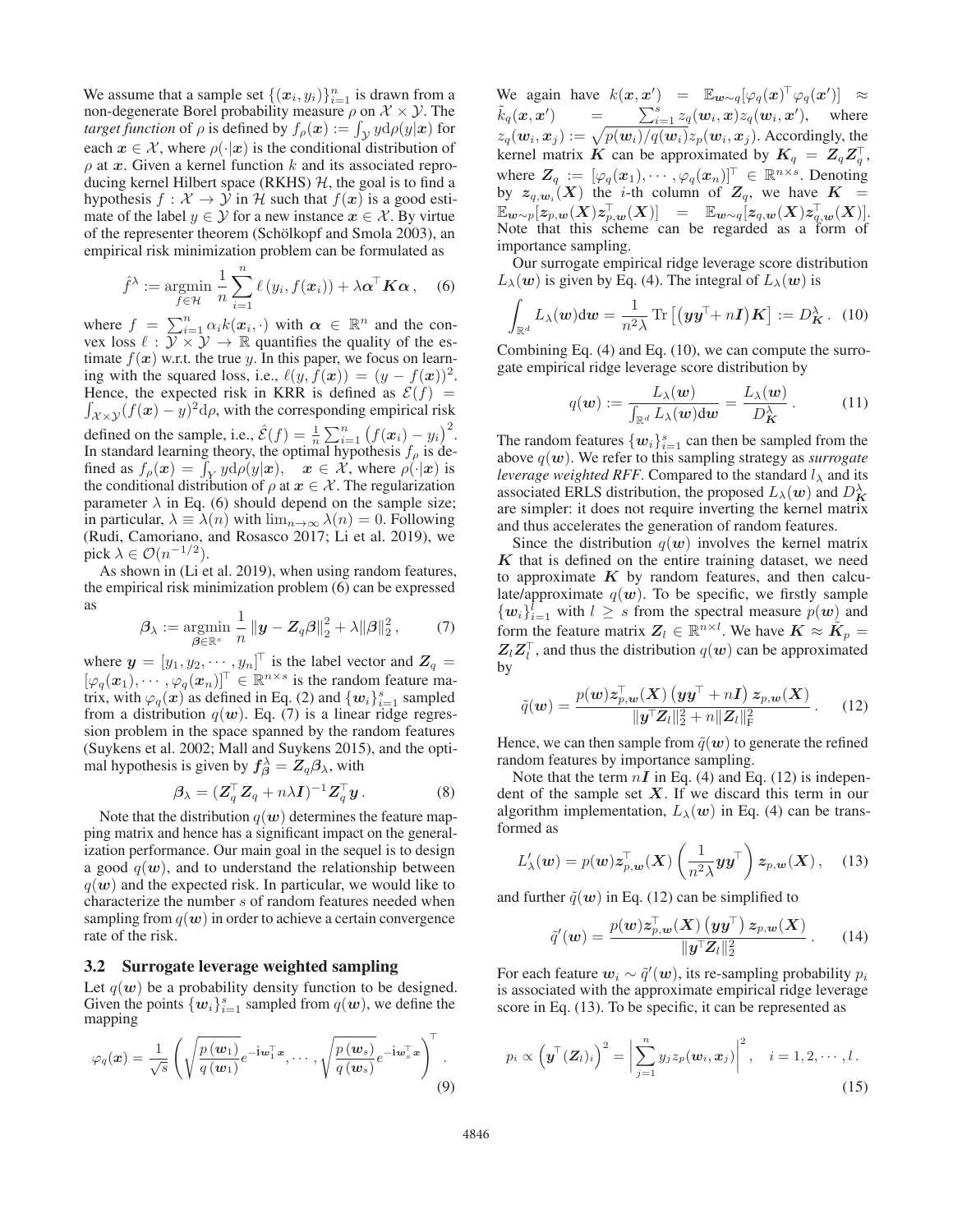We assume that a sample set $\{(\boldsymbol{x}_i, y_i)\}_{i=1}^n$ is drawn from a non-degenerate Borel probability measure $\rho$ on $\mathcal{X} \times \mathcal{Y}$. The *target function* of $\rho$ is defined by $f_\rho(\boldsymbol{x}) := \int_{\mathcal{Y}} y \mathrm{d}\rho(y|\boldsymbol{x})$ for each $\boldsymbol{x} \in \mathcal{X}$, where $\rho(\cdot|\boldsymbol{x})$ is the conditional distribution of $\rho$ at $\boldsymbol{x}$. Given a kernel function $k$ and its associated reproducing kernel Hilbert space (RKHS) $\mathcal{H}$, the goal is to find a hypothesis $f : \mathcal{X} \to \mathcal{Y}$ in $\mathcal{H}$ such that $f(\boldsymbol{x})$ is a good estimate of the label $y \in \mathcal{Y}$ for a new instance $\boldsymbol{x} \in \mathcal{X}$. By virtue of the representer theorem (Schölkopf and Smola 2003), an empirical risk minimization problem can be formulated as

$$\hat{f}^\lambda := \operatorname*{argmin}_{f \in \mathcal{H}} \frac{1}{n} \sum_{i=1}^n \ell\left(y_i, f(\boldsymbol{x}_i)\right) + \lambda \boldsymbol{\alpha}^\top \boldsymbol{K} \boldsymbol{\alpha}, \quad (6)$$

where $f = \sum_{i=1}^n \alpha_i k(\boldsymbol{x}_i, \cdot)$ with $\boldsymbol{\alpha} \in \mathbb{R}^n$ and the convex loss $\ell : \mathcal{Y} \times \mathcal{Y} \to \mathbb{R}$ quantifies the quality of the estimate $f(\boldsymbol{x})$ w.r.t. the true $y$. In this paper, we focus on learning with the squared loss, i.e., $\ell(y, f(\boldsymbol{x})) = (y - f(\boldsymbol{x}))^2$. Hence, the expected risk in KRR is defined as $\mathcal{E}(f) = \int_{\mathcal{X}\times\mathcal{Y}} (f(\boldsymbol{x}) - y)^2 \mathrm{d}\rho$, with the corresponding empirical risk defined on the sample, i.e., $\hat{\mathcal{E}}(f) = \frac{1}{n}\sum_{i=1}^n \left(f(\boldsymbol{x}_i) - y_i\right)^2$. In standard learning theory, the optimal hypothesis $f_\rho$ is defined as $f_\rho(\boldsymbol{x}) = \int_Y y \mathrm{d}\rho(y|\boldsymbol{x}), \quad \boldsymbol{x} \in \mathcal{X}$, where $\rho(\cdot|\boldsymbol{x})$ is the conditional distribution of $\rho$ at $\boldsymbol{x} \in \mathcal{X}$. The regularization parameter $\lambda$ in Eq. (6) should depend on the sample size; in particular, $\lambda \equiv \lambda(n)$ with $\lim_{n\to\infty} \lambda(n) = 0$. Following (Rudi, Camoriano, and Rosasco 2017; Li et al. 2019), we pick $\lambda \in \mathcal{O}(n^{-1/2})$.

As shown in (Li et al. 2019), when using random features, the empirical risk minimization problem (6) can be expressed as

$$\boldsymbol{\beta}_\lambda := \operatorname*{argmin}_{\boldsymbol{\beta} \in \mathbb{R}^s} \frac{1}{n} \|\boldsymbol{y} - \boldsymbol{Z}_q \boldsymbol{\beta}\|_2^2 + \lambda \|\boldsymbol{\beta}\|_2^2, \quad (7)$$

where $\boldsymbol{y} = [y_1, y_2, \cdots, y_n]^\top$ is the label vector and $\boldsymbol{Z}_q = [\varphi_q(\boldsymbol{x}_1), \cdots, \varphi_q(\boldsymbol{x}_n)]^\top \in \mathbb{R}^{n \times s}$ is the random feature matrix, with $\varphi_q(\boldsymbol{x})$ as defined in Eq. (2) and $\{\boldsymbol{w}_i\}_{i=1}^s$ sampled from a distribution $q(\boldsymbol{w})$. Eq. (7) is a linear ridge regression problem in the space spanned by the random features (Suykens et al. 2002; Mall and Suykens 2015), and the optimal hypothesis is given by $\boldsymbol{f}_{\boldsymbol{\beta}}^\lambda = \boldsymbol{Z}_q \boldsymbol{\beta}_\lambda$, with

$$\boldsymbol{\beta}_\lambda = (\boldsymbol{Z}_q^\top \boldsymbol{Z}_q + n\lambda \boldsymbol{I})^{-1} \boldsymbol{Z}_q^\top \boldsymbol{y}. \quad (8)$$

Note that the distribution $q(\boldsymbol{w})$ determines the feature mapping matrix and hence has a significant impact on the generalization performance. Our main goal in the sequel is to design a good $q(\boldsymbol{w})$, and to understand the relationship between $q(\boldsymbol{w})$ and the expected risk. In particular, we would like to characterize the number $s$ of random features needed when sampling from $q(\boldsymbol{w})$ in order to achieve a certain convergence rate of the risk.

### 3.2 Surrogate leverage weighted sampling

Let $q(\boldsymbol{w})$ be a probability density function to be designed. Given the points $\{\boldsymbol{w}_i\}_{i=1}^s$ sampled from $q(\boldsymbol{w})$, we define the mapping

$$\varphi_q(\boldsymbol{x}) = \frac{1}{\sqrt{s}} \left( \sqrt{\frac{p(\boldsymbol{w}_1)}{q(\boldsymbol{w}_1)}} e^{-\mathrm{i}\boldsymbol{w}_1^\top \boldsymbol{x}}, \cdots, \sqrt{\frac{p(\boldsymbol{w}_s)}{q(\boldsymbol{w}_s)}} e^{-\mathrm{i}\boldsymbol{w}_s^\top \boldsymbol{x}} \right)^\top. \quad (9)$$

We again have $k(\boldsymbol{x}, \boldsymbol{x}') = \mathbb{E}_{\boldsymbol{w}\sim q}[\varphi_q(\boldsymbol{x})^\top \varphi_q(\boldsymbol{x}')] \approx \tilde{k}_q(\boldsymbol{x}, \boldsymbol{x}') = \sum_{i=1}^s z_q(\boldsymbol{w}_i, \boldsymbol{x}) z_q(\boldsymbol{w}_i, \boldsymbol{x}')$, where $z_q(\boldsymbol{w}_i, \boldsymbol{x}_j) := \sqrt{p(\boldsymbol{w}_i)/q(\boldsymbol{w}_i)} z_p(\boldsymbol{w}_i, \boldsymbol{x}_j)$. Accordingly, the kernel matrix $\boldsymbol{K}$ can be approximated by $\boldsymbol{K}_q = \boldsymbol{Z}_q \boldsymbol{Z}_q^\top$, where $\boldsymbol{Z}_q := [\varphi_q(\boldsymbol{x}_1), \cdots, \varphi_q(\boldsymbol{x}_n)]^\top \in \mathbb{R}^{n\times s}$. Denoting by $\boldsymbol{z}_{q,\boldsymbol{w}_i}(\boldsymbol{X})$ the $i$-th column of $\boldsymbol{Z}_q$, we have $\boldsymbol{K} = \mathbb{E}_{\boldsymbol{w}\sim p}[\boldsymbol{z}_{p,\boldsymbol{w}}(\boldsymbol{X}) \boldsymbol{z}_{p,\boldsymbol{w}}^\top(\boldsymbol{X})] = \mathbb{E}_{\boldsymbol{w}\sim q}[\boldsymbol{z}_{q,\boldsymbol{w}}(\boldsymbol{X}) \boldsymbol{z}_{q,\boldsymbol{w}}^\top(\boldsymbol{X})]$. Note that this scheme can be regarded as a form of importance sampling.

Our surrogate empirical ridge leverage score distribution $L_\lambda(\boldsymbol{w})$ is given by Eq. (4). The integral of $L_\lambda(\boldsymbol{w})$ is

$$\int_{\mathbb{R}^d} L_\lambda(\boldsymbol{w}) \mathrm{d}\boldsymbol{w} = \frac{1}{n^2 \lambda} \operatorname{Tr}\left[ (\boldsymbol{y}\boldsymbol{y}^\top + n\boldsymbol{I}) \boldsymbol{K} \right] := D_{\boldsymbol{K}}^\lambda. \quad (10)$$

Combining Eq. (4) and Eq. (10), we can compute the surrogate empirical ridge leverage score distribution by

$$q(\boldsymbol{w}) := \frac{L_\lambda(\boldsymbol{w})}{\int_{\mathbb{R}^d} L_\lambda(\boldsymbol{w}) \mathrm{d}\boldsymbol{w}} = \frac{L_\lambda(\boldsymbol{w})}{D_{\boldsymbol{K}}^\lambda}. \quad (11)$$

The random features $\{\boldsymbol{w}_i\}_{i=1}^s$ can then be sampled from the above $q(\boldsymbol{w})$. We refer to this sampling strategy as *surrogate leverage weighted RFF*. Compared to the standard $l_\lambda$ and its associated ERLS distribution, the proposed $L_\lambda(\boldsymbol{w})$ and $D_{\boldsymbol{K}}^\lambda$ are simpler: it does not require inverting the kernel matrix and thus accelerates the generation of random features.

Since the distribution $q(\boldsymbol{w})$ involves the kernel matrix $\boldsymbol{K}$ that is defined on the entire training dataset, we need to approximate $\boldsymbol{K}$ by random features, and then calculate/approximate $q(\boldsymbol{w})$. To be specific, we firstly sample $\{\boldsymbol{w}_i\}_{i=1}^l$ with $l \geq s$ from the spectral measure $p(\boldsymbol{w})$ and form the feature matrix $\boldsymbol{Z}_l \in \mathbb{R}^{n\times l}$. We have $\boldsymbol{K} \approx \tilde{\boldsymbol{K}}_p = \boldsymbol{Z}_l \boldsymbol{Z}_l^\top$, and thus the distribution $q(\boldsymbol{w})$ can be approximated by

$$\tilde{q}(\boldsymbol{w}) = \frac{p(\boldsymbol{w}) \boldsymbol{z}_{p,\boldsymbol{w}}^\top(\boldsymbol{X}) \left(\boldsymbol{y}\boldsymbol{y}^\top + n\boldsymbol{I}\right) \boldsymbol{z}_{p,\boldsymbol{w}}(\boldsymbol{X})}{\|\boldsymbol{y}^\top \boldsymbol{Z}_l\|_2^2 + n\|\boldsymbol{Z}_l\|_{\mathrm{F}}^2}. \quad (12)$$

Hence, we can then sample from $\tilde{q}(\boldsymbol{w})$ to generate the refined random features by importance sampling.

Note that the term $n\boldsymbol{I}$ in Eq. (4) and Eq. (12) is independent of the sample set $\boldsymbol{X}$. If we discard this term in our algorithm implementation, $L_\lambda(\boldsymbol{w})$ in Eq. (4) can be transformed as

$$L'_\lambda(\boldsymbol{w}) = p(\boldsymbol{w}) \boldsymbol{z}_{p,\boldsymbol{w}}^\top(\boldsymbol{X}) \left( \frac{1}{n^2\lambda} \boldsymbol{y}\boldsymbol{y}^\top \right) \boldsymbol{z}_{p,\boldsymbol{w}}(\boldsymbol{X}), \quad (13)$$

and further $\tilde{q}(\boldsymbol{w})$ in Eq. (12) can be simplified to

$$\tilde{q}'(\boldsymbol{w}) = \frac{p(\boldsymbol{w}) \boldsymbol{z}_{p,\boldsymbol{w}}^\top(\boldsymbol{X}) \left(\boldsymbol{y}\boldsymbol{y}^\top\right) \boldsymbol{z}_{p,\boldsymbol{w}}(\boldsymbol{X})}{\|\boldsymbol{y}^\top \boldsymbol{Z}_l\|_2^2}. \quad (14)$$

For each feature $\boldsymbol{w}_i \sim \tilde{q}'(\boldsymbol{w})$, its re-sampling probability $p_i$ is associated with the approximate empirical ridge leverage score in Eq. (13). To be specific, it can be represented as

$$p_i \propto \left( \boldsymbol{y}^\top (\boldsymbol{Z}_l)_i \right)^2 = \left| \sum_{j=1}^n y_j z_p(\boldsymbol{w}_i, \boldsymbol{x}_j) \right|^2, \quad i = 1, 2, \cdots, l. \quad (15)$$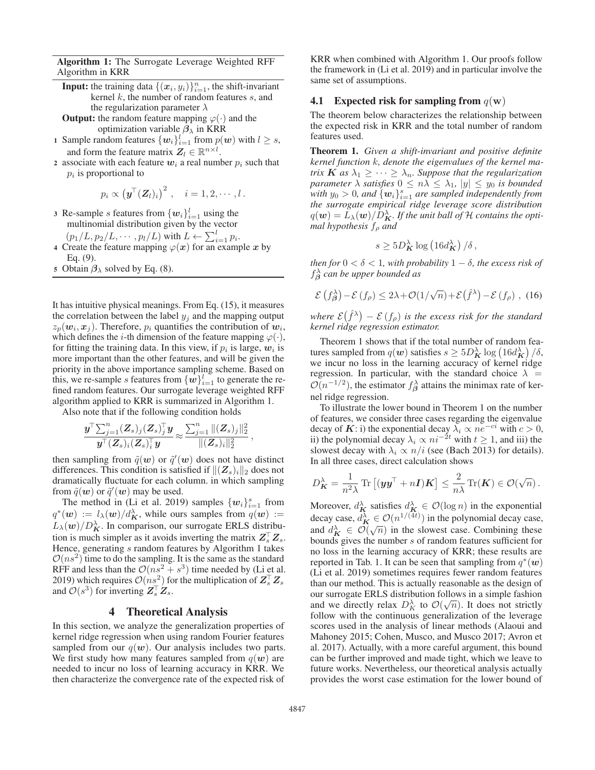**Algorithm 1:** The Surrogate Leverage Weighted RFF Algorithm in KRR

**Input:** the training data $\{(\boldsymbol{x}_i, y_i)\}_{i=1}^n$, the shift-invariant kernel $k$, the number of random features $s$, and the regularization parameter $\lambda$

**Output:** the random feature mapping $\varphi(\cdot)$ and the optimization variable $\boldsymbol{\beta}_\lambda$ in KRR

1. Sample random features $\{\boldsymbol{w}_i\}_{i=1}^l$ from $p(\boldsymbol{w})$ with $l \geq s$, and form the feature matrix $\boldsymbol{Z}_l \in \mathbb{R}^{n \times l}$.
2. associate with each feature $\boldsymbol{w}_i$ a real number $p_i$ such that $p_i$ is proportional to
$$p_i \propto \left(\boldsymbol{y}^\top (\boldsymbol{Z}_l)_i\right)^2, \quad i = 1, 2, \cdots, l.$$
3. Re-sample $s$ features from $\{\boldsymbol{w}_i\}_{i=1}^l$ using the multinomial distribution given by the vector $(p_1/L, p_2/L, \cdots, p_l/L)$ with $L \leftarrow \sum_{i=1}^l p_i$.
4. Create the feature mapping $\varphi(\boldsymbol{x})$ for an example $\boldsymbol{x}$ by Eq. (9).
5. Obtain $\boldsymbol{\beta}_\lambda$ solved by Eq. (8).

It has intuitive physical meanings. From Eq. (15), it measures the correlation between the label $y_j$ and the mapping output $z_p(\boldsymbol{w}_i, \boldsymbol{x}_j)$. Therefore, $p_i$ quantifies the contribution of $\boldsymbol{w}_i$, which defines the $i$-th dimension of the feature mapping $\varphi(\cdot)$, for fitting the training data. In this view, if $p_i$ is large, $\boldsymbol{w}_i$ is more important than the other features, and will be given the priority in the above importance sampling scheme. Based on this, we re-sample $s$ features from $\{\boldsymbol{w}\}_{i=1}^l$ to generate the refined random features. Our surrogate leverage weighted RFF algorithm applied to KRR is summarized in Algorithm 1.

Also note that if the following condition holds

$$\frac{\boldsymbol{y}^\top \sum_{j=1}^n (\boldsymbol{Z}_s)_j (\boldsymbol{Z}_s)_j^\top \boldsymbol{y}}{\boldsymbol{y}^\top (\boldsymbol{Z}_s)_i (\boldsymbol{Z}_s)_i^\top \boldsymbol{y}} \approx \frac{\sum_{j=1}^n \|(\boldsymbol{Z}_s)_j\|_2^2}{\|(\boldsymbol{Z}_s)_i\|_2^2},$$

then sampling from $\tilde{q}(\boldsymbol{w})$ or $\tilde{q}'(\boldsymbol{w})$ does not have distinct differences. This condition is satisfied if $\|(\boldsymbol{Z}_s)_i\|_2$ does not dramatically fluctuate for each column. in which sampling from $\tilde{q}(\boldsymbol{w})$ or $\tilde{q}'(\boldsymbol{w})$ may be used.

The method in (Li et al. 2019) samples $\{\boldsymbol{w}_i\}_{i=1}^s$ from $q^*(\boldsymbol{w}) := l_\lambda(\boldsymbol{w})/d_{\boldsymbol{K}}^\lambda$, while ours samples from $q(\boldsymbol{w}) := L_\lambda(\boldsymbol{w})/D_{\boldsymbol{K}}^\lambda$. In comparison, our surrogate ERLS distribution is much simpler as it avoids inverting the matrix $\boldsymbol{Z}_s^\top \boldsymbol{Z}_s$. Hence, generating $s$ random features by Algorithm 1 takes $\mathcal{O}(ns^2)$ time to do the sampling. It is the same as the standard RFF and less than the $\mathcal{O}(ns^2 + s^3)$ time needed by (Li et al. 2019) which requires $\mathcal{O}(ns^2)$ for the multiplication of $\boldsymbol{Z}_s^\top \boldsymbol{Z}_s$ and $\mathcal{O}(s^3)$ for inverting $\boldsymbol{Z}_s^\top \boldsymbol{Z}_s$.

## 4 Theoretical Analysis

In this section, we analyze the generalization properties of kernel ridge regression when using random Fourier features sampled from our $q(\boldsymbol{w})$. Our analysis includes two parts. We first study how many features sampled from $q(\boldsymbol{w})$ are needed to incur no loss of learning accuracy in KRR. We then characterize the convergence rate of the expected risk of KRR when combined with Algorithm 1. Our proofs follow the framework in (Li et al. 2019) and in particular involve the same set of assumptions.

### 4.1 Expected risk for sampling from $q(\mathbf{w})$

The theorem below characterizes the relationship between the expected risk in KRR and the total number of random features used.

**Theorem 1.** *Given a shift-invariant and positive definite kernel function $k$, denote the eigenvalues of the kernel matrix $\boldsymbol{K}$ as $\lambda_1 \geq \cdots \geq \lambda_n$. Suppose that the regularization parameter $\lambda$ satisfies $0 \leq n\lambda \leq \lambda_1$, $|y| \leq y_0$ is bounded with $y_0 > 0$, and $\{\boldsymbol{w}_i\}_{i=1}^s$ are sampled independently from the surrogate empirical ridge leverage score distribution $q(\boldsymbol{w}) = L_\lambda(\boldsymbol{w})/D_{\boldsymbol{K}}^\lambda$. If the unit ball of $\mathcal{H}$ contains the optimal hypothesis $f_\rho$ and*

$$s \geq 5D_{\boldsymbol{K}}^\lambda \log\left(16 d_{\boldsymbol{K}}^\lambda\right)/\delta,$$

*then for $0 < \delta < 1$, with probability $1 - \delta$, the excess risk of $f_{\boldsymbol{\beta}}^\lambda$ can be upper bounded as*

$$\mathcal{E}\left(f_{\boldsymbol{\beta}}^\lambda\right) - \mathcal{E}\left(f_\rho\right) \leq 2\lambda + \mathcal{O}(1/\sqrt{n}) + \mathcal{E}\left(\hat{f}^\lambda\right) - \mathcal{E}\left(f_\rho\right), \quad (16)$$

*where $\mathcal{E}\left(\hat{f}^\lambda\right) - \mathcal{E}\left(f_\rho\right)$ is the excess risk for the standard kernel ridge regression estimator.*

Theorem 1 shows that if the total number of random features sampled from $q(\boldsymbol{w})$ satisfies $s \geq 5D_{\boldsymbol{K}}^\lambda \log\left(16 d_{\boldsymbol{K}}^\lambda\right)/\delta$, we incur no loss in the learning accuracy of kernel ridge regression. In particular, with the standard choice $\lambda = \mathcal{O}(n^{-1/2})$, the estimator $f_{\boldsymbol{\beta}}^\lambda$ attains the minimax rate of kernel ridge regression.

To illustrate the lower bound in Theorem 1 on the number of features, we consider three cases regarding the eigenvalue decay of $\boldsymbol{K}$: i) the exponential decay $\lambda_i \propto ne^{-ci}$ with $c > 0$, ii) the polynomial decay $\lambda_i \propto ni^{-2t}$ with $t \geq 1$, and iii) the slowest decay with $\lambda_i \propto n/i$ (see (Bach 2013) for details). In all three cases, direct calculation shows

$$D_{\boldsymbol{K}}^\lambda = \frac{1}{n^2\lambda} \operatorname{Tr}\left[(\boldsymbol{y}\boldsymbol{y}^\top + n\boldsymbol{I})\boldsymbol{K}\right] \leq \frac{2}{n\lambda} \operatorname{Tr}(\boldsymbol{K}) \in \mathcal{O}(\sqrt{n}).$$

Moreover, $d_{\boldsymbol{K}}^\lambda$ satisfies $d_{\boldsymbol{K}}^\lambda \in \mathcal{O}(\log n)$ in the exponential decay case, $d_{\boldsymbol{K}}^\lambda \in \mathcal{O}(n^{1/(4t)})$ in the polynomial decay case, and $d_{\boldsymbol{K}}^\lambda \in \mathcal{O}(\sqrt{n})$ in the slowest case. Combining these bounds gives the number $s$ of random features sufficient for no loss in the learning accuracy of KRR; these results are reported in Tab. 1. It can be seen that sampling from $q^*(\boldsymbol{w})$ (Li et al. 2019) sometimes requires fewer random features than our method. This is actually reasonable as the design of our surrogate ERLS distribution follows in a simple fashion and we directly relax $D_K^\lambda$ to $\mathcal{O}(\sqrt{n})$. It does not strictly follow with the continuous generalization of the leverage scores used in the analysis of linear methods (Alaoui and Mahoney 2015; Cohen, Musco, and Musco 2017; Avron et al. 2017). Actually, with a more careful argument, this bound can be further improved and made tight, which we leave to future works. Nevertheless, our theoretical analysis actually provides the worst case estimation for the lower bound of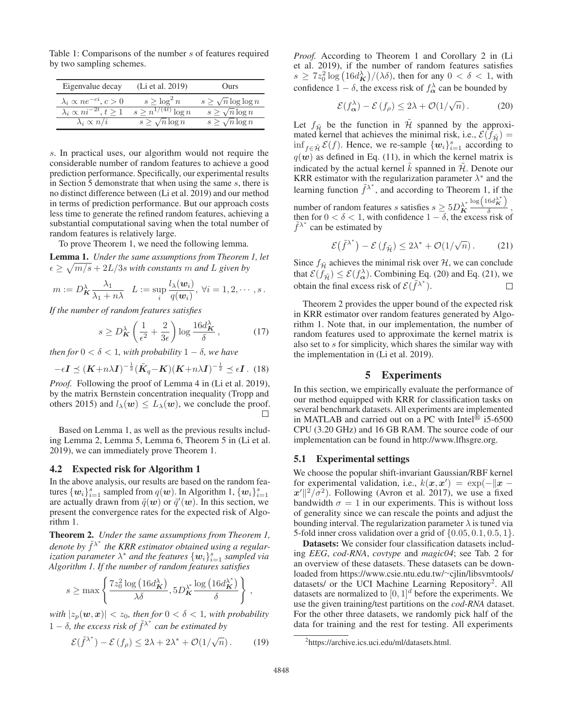Table 1: Comparisons of the number $s$ of features required by two sampling schemes.

| Eigenvalue decay | (Li et al. 2019) | Ours |
|---|---|---|
| $\lambda_i \propto ne^{-ci}, c > 0$ | $s \geq \log^2 n$ | $s \geq \sqrt{n} \log \log n$ |
| $\lambda_i \propto ni^{-2t}, t \geq 1$ | $s \geq n^{1/(4t)} \log n$ | $s \geq \sqrt{n} \log n$ |
| $\lambda_i \propto n/i$ | $s \geq \sqrt{n} \log n$ | $s \geq \sqrt{n} \log n$ |

$s$. In practical uses, our algorithm would not require the considerable number of random features to achieve a good prediction performance. Specifically, our experimental results in Section 5 demonstrate that when using the same $s$, there is no distinct difference between (Li et al. 2019) and our method in terms of prediction performance. But our approach costs less time to generate the refined random features, achieving a substantial computational saving when the total number of random features is relatively large.

To prove Theorem 1, we need the following lemma.

**Lemma 1.** *Under the same assumptions from Theorem 1, let $\epsilon \geq \sqrt{m/s} + 2L/3s$ with constants $m$ and $L$ given by*

$$m := D_{\boldsymbol{K}}^{\lambda} \frac{\lambda_1}{\lambda_1 + n\lambda} \quad L := \sup_i \frac{l_\lambda(\boldsymbol{w}_i)}{q(\boldsymbol{w}_i)}, \; \forall i = 1, 2, \cdots, s.$$

*If the number of random features satisfies*

$$s \geq D_{\boldsymbol{K}}^{\lambda} \left( \frac{1}{\epsilon^2} + \frac{2}{3\epsilon} \right) \log \frac{16 d_{\boldsymbol{K}}^{\lambda}}{\delta}, \tag{17}$$

*then for $0 < \delta < 1$, with probability $1 - \delta$, we have*

$$-\epsilon \boldsymbol{I} \preceq (\boldsymbol{K} + n\lambda \boldsymbol{I})^{-\frac{1}{2}} (\tilde{\boldsymbol{K}}_q - \boldsymbol{K}) (\boldsymbol{K} + n\lambda \boldsymbol{I})^{-\frac{1}{2}} \preceq \epsilon \boldsymbol{I}. \tag{18}$$

*Proof.* Following the proof of Lemma 4 in (Li et al. 2019), by the matrix Bernstein concentration inequality (Tropp and others 2015) and $l_\lambda(\boldsymbol{w}) \leq L_\lambda(\boldsymbol{w})$, we conclude the proof. □

Based on Lemma 1, as well as the previous results including Lemma 2, Lemma 5, Lemma 6, Theorem 5 in (Li et al. 2019), we can immediately prove Theorem 1.

### 4.2 Expected risk for Algorithm 1

In the above analysis, our results are based on the random features $\{\boldsymbol{w}_i\}_{i=1}^s$ sampled from $q(\boldsymbol{w})$. In Algorithm 1, $\{\boldsymbol{w}_i\}_{i=1}^s$ are actually drawn from $\tilde{q}(\boldsymbol{w})$ or $\tilde{q}'(\boldsymbol{w})$. In this section, we present the convergence rates for the expected risk of Algorithm 1.

**Theorem 2.** *Under the same assumptions from Theorem 1, denote by $\tilde{f}^{\lambda^*}$ the KRR estimator obtained using a regularization parameter $\lambda^*$ and the features $\{\boldsymbol{w}_i\}_{i=1}^s$ sampled via Algorithm 1. If the number of random features satisfies*

$$s \geq \max \left\{ \frac{7z_0^2 \log \left( 16 d_{\boldsymbol{K}}^{\lambda} \right)}{\lambda \delta}, 5 D_{\boldsymbol{K}}^{\lambda^*} \frac{\log \left( 16 d_{\boldsymbol{K}}^{\lambda^*} \right)}{\delta} \right\},$$

*with $|z_p(\boldsymbol{w}, \boldsymbol{x})| < z_0$, then for $0 < \delta < 1$, with probability $1 - \delta$, the excess risk of $\tilde{f}^{\lambda^*}$ can be estimated by*

$$\mathcal{E}(\tilde{f}^{\lambda^*}) - \mathcal{E}(f_\rho) \leq 2\lambda + 2\lambda^* + \mathcal{O}(1/\sqrt{n}). \tag{19}$$

*Proof.* According to Theorem 1 and Corollary 2 in (Li et al. 2019), if the number of random features satisfies $s \geq 7z_0^2 \log \left( 16 d_{\boldsymbol{K}}^{\lambda} \right) / (\lambda \delta)$, then for any $0 < \delta < 1$, with confidence $1 - \delta$, the excess risk of $f_{\boldsymbol{\alpha}}^{\lambda}$ can be bounded by

$$\mathcal{E}(f_{\boldsymbol{\alpha}}^{\lambda}) - \mathcal{E}(f_\rho) \leq 2\lambda + \mathcal{O}(1/\sqrt{n}). \tag{20}$$

Let $f_{\tilde{\mathcal{H}}}$ be the function in $\tilde{\mathcal{H}}$ spanned by the approximated kernel that achieves the minimal risk, i.e., $\mathcal{E}(f_{\tilde{\mathcal{H}}}) = \inf_{f \in \tilde{\mathcal{H}}} \mathcal{E}(f)$. Hence, we re-sample $\{\boldsymbol{w}_i\}_{i=1}^s$ according to $q(\boldsymbol{w})$ as defined in Eq. (11), in which the kernel matrix is indicated by the actual kernel $\tilde{k}$ spanned in $\tilde{\mathcal{H}}$. Denote our KRR estimator with the regularization parameter $\lambda^*$ and the learning function $\tilde{f}^{\lambda^*}$, and according to Theorem 1, if the number of random features $s$ satisfies $s \geq 5 D_{\tilde{\boldsymbol{K}}}^{\lambda^*} \frac{\log \left( 16 d_{\tilde{\boldsymbol{K}}}^{\lambda^*} \right)}{\delta}$, then for $0 < \delta < 1$, with confidence $1 - \delta$, the excess risk of $\tilde{f}^{\lambda^*}$ can be estimated by

$$\mathcal{E}(\tilde{f}^{\lambda^*}) - \mathcal{E}(f_{\tilde{\mathcal{H}}}) \leq 2\lambda^* + \mathcal{O}(1/\sqrt{n}). \tag{21}$$

Since $f_{\tilde{\mathcal{H}}}$ achieves the minimal risk over $\mathcal{H}$, we can conclude that $\mathcal{E}(f_{\tilde{\mathcal{H}}}) \leq \mathcal{E}(f_{\boldsymbol{\alpha}}^{\lambda})$. Combining Eq. (20) and Eq. (21), we obtain the final excess risk of $\mathcal{E}(\tilde{f}^{\lambda^*})$. □

Theorem 2 provides the upper bound of the expected risk in KRR estimator over random features generated by Algorithm 1. Note that, in our implementation, the number of random features used to approximate the kernel matrix is also set to $s$ for simplicity, which shares the similar way with the implementation in (Li et al. 2019).

## 5 Experiments

In this section, we empirically evaluate the performance of our method equipped with KRR for classification tasks on several benchmark datasets. All experiments are implemented in MATLAB and carried out on a PC with Intel® i5-6500 CPU (3.20 GHz) and 16 GB RAM. The source code of our implementation can be found in http://www.lfhsgre.org.

### 5.1 Experimental settings

We choose the popular shift-invariant Gaussian/RBF kernel for experimental validation, i.e., $k(\boldsymbol{x}, \boldsymbol{x}') = \exp(-\|\boldsymbol{x} - \boldsymbol{x}'\|^2/\sigma^2)$. Following (Avron et al. 2017), we use a fixed bandwidth $\sigma = 1$ in our experiments. This is without loss of generality since we can rescale the points and adjust the bounding interval. The regularization parameter $\lambda$ is tuned via 5-fold inner cross validation over a grid of $\{0.05, 0.1, 0.5, 1\}$.

**Datasets:** We consider four classification datasets including *EEG*, *cod-RNA*, *covtype* and *magic04*; see Tab. 2 for an overview of these datasets. These datasets can be downloaded from https://www.csie.ntu.edu.tw/~cjlin/libsvmtools/datasets/ or the UCI Machine Learning Repository[2]. All datasets are normalized to $[0, 1]^d$ before the experiments. We use the given training/test partitions on the *cod-RNA* dataset. For the other three datasets, we randomly pick half of the data for training and the rest for testing. All experiments

[2] https://archive.ics.uci.edu/ml/datasets.html.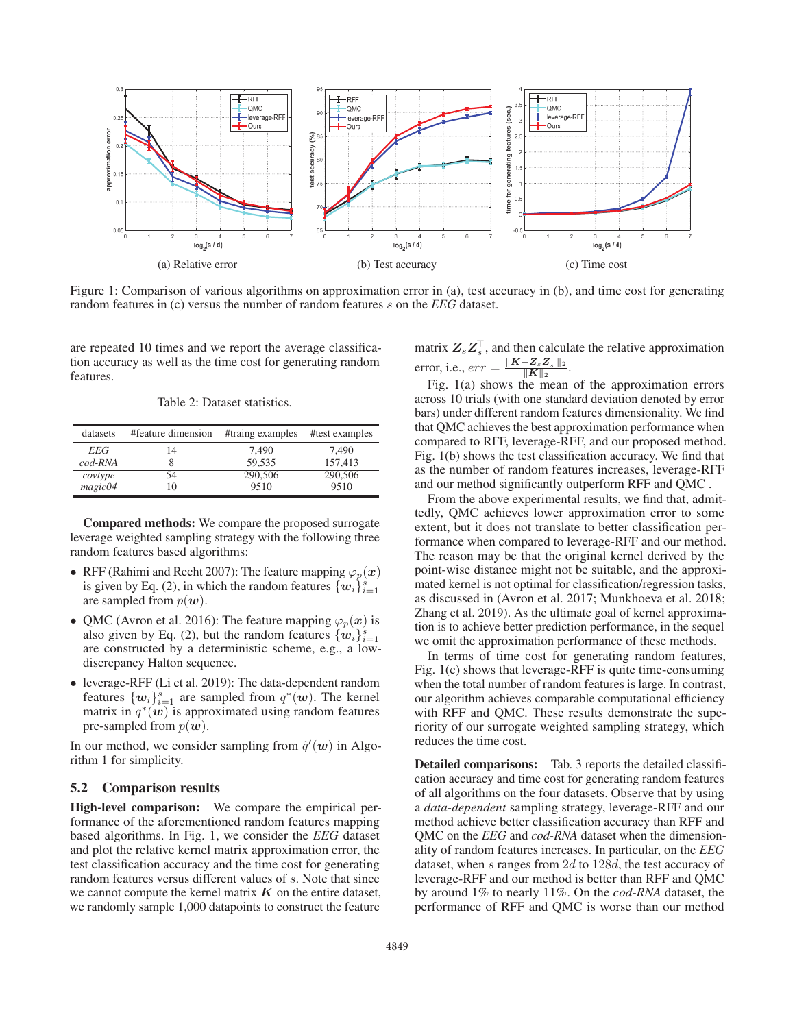(a) Relative error

(b) Test accuracy

(c) Time cost

Figure 1: Comparison of various algorithms on approximation error in (a), test accuracy in (b), and time cost for generating random features in (c) versus the number of random features $s$ on the *EEG* dataset.

are repeated 10 times and we report the average classification accuracy as well as the time cost for generating random features.

Table 2: Dataset statistics.

| datasets | #feature dimension | #traing examples | #test examples |
|---|---|---|---|
| *EEG* | 14 | 7,490 | 7,490 |
| *cod-RNA* | 8 | 59,535 | 157,413 |
| *covtype* | 54 | 290,506 | 290,506 |
| *magic04* | 10 | 9510 | 9510 |

**Compared methods:** We compare the proposed surrogate leverage weighted sampling strategy with the following three random features based algorithms:

- RFF (Rahimi and Recht 2007): The feature mapping $\varphi_p(\boldsymbol{x})$ is given by Eq. (2), in which the random features $\{\boldsymbol{w}_i\}_{i=1}^s$ are sampled from $p(\boldsymbol{w})$.
- QMC (Avron et al. 2016): The feature mapping $\varphi_p(\boldsymbol{x})$ is also given by Eq. (2), but the random features $\{\boldsymbol{w}_i\}_{i=1}^s$ are constructed by a deterministic scheme, e.g., a low-discrepancy Halton sequence.
- leverage-RFF (Li et al. 2019): The data-dependent random features $\{\boldsymbol{w}_i\}_{i=1}^s$ are sampled from $q^*(\boldsymbol{w})$. The kernel matrix in $q^*(\boldsymbol{w})$ is approximated using random features pre-sampled from $p(\boldsymbol{w})$.

In our method, we consider sampling from $\tilde{q}'(\boldsymbol{w})$ in Algorithm 1 for simplicity.

## 5.2 Comparison results

**High-level comparison:** We compare the empirical performance of the aforementioned random features mapping based algorithms. In Fig. 1, we consider the *EEG* dataset and plot the relative kernel matrix approximation error, the test classification accuracy and the time cost for generating random features versus different values of $s$. Note that since we cannot compute the kernel matrix $\boldsymbol{K}$ on the entire dataset, we randomly sample 1,000 datapoints to construct the feature matrix $\boldsymbol{Z}_s\boldsymbol{Z}_s^\top$, and then calculate the relative approximation error, i.e., $err = \frac{\|\boldsymbol{K}-\boldsymbol{Z}_s\boldsymbol{Z}_s^\top\|_2}{\|\boldsymbol{K}\|_2}$.

Fig. 1(a) shows the mean of the approximation errors across 10 trials (with one standard deviation denoted by error bars) under different random features dimensionality. We find that QMC achieves the best approximation performance when compared to RFF, leverage-RFF, and our proposed method. Fig. 1(b) shows the test classification accuracy. We find that as the number of random features increases, leverage-RFF and our method significantly outperform RFF and QMC .

From the above experimental results, we find that, admittedly, QMC achieves lower approximation error to some extent, but it does not translate to better classification performance when compared to leverage-RFF and our method. The reason may be that the original kernel derived by the point-wise distance might not be suitable, and the approximated kernel is not optimal for classification/regression tasks, as discussed in (Avron et al. 2017; Munkhoeva et al. 2018; Zhang et al. 2019). As the ultimate goal of kernel approximation is to achieve better prediction performance, in the sequel we omit the approximation performance of these methods.

In terms of time cost for generating random features, Fig. 1(c) shows that leverage-RFF is quite time-consuming when the total number of random features is large. In contrast, our algorithm achieves comparable computational efficiency with RFF and QMC. These results demonstrate the superiority of our surrogate weighted sampling strategy, which reduces the time cost.

**Detailed comparisons:** Tab. 3 reports the detailed classification accuracy and time cost for generating random features of all algorithms on the four datasets. Observe that by using a *data-dependent* sampling strategy, leverage-RFF and our method achieve better classification accuracy than RFF and QMC on the *EEG* and *cod-RNA* dataset when the dimensionality of random features increases. In particular, on the *EEG* dataset, when $s$ ranges from $2d$ to $128d$, the test accuracy of leverage-RFF and our method is better than RFF and QMC by around 1% to nearly 11%. On the *cod-RNA* dataset, the performance of RFF and QMC is worse than our method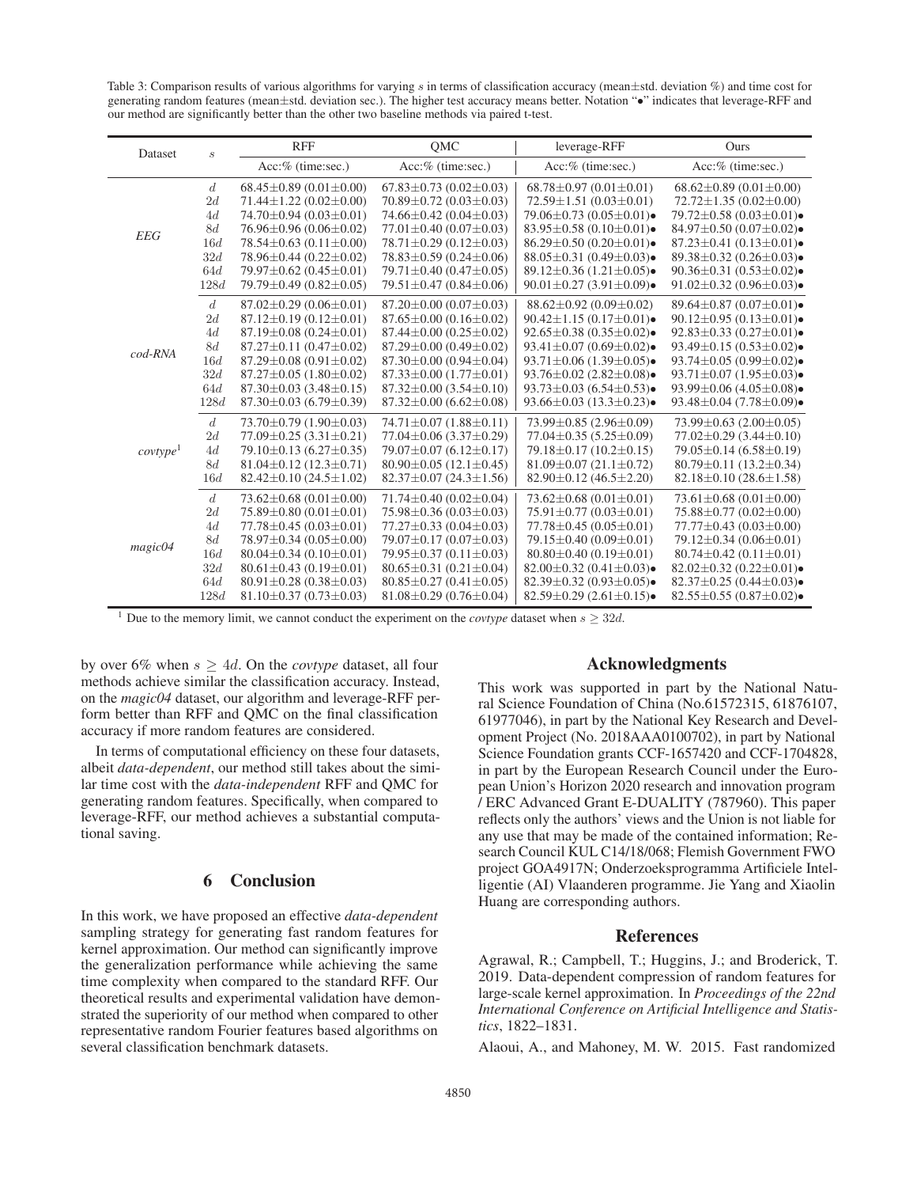Table 3: Comparison results of various algorithms for varying $s$ in terms of classification accuracy (mean±std. deviation %) and time cost for generating random features (mean±std. deviation sec.). The higher test accuracy means better. Notation "•" indicates that leverage-RFF and our method are significantly better than the other two baseline methods via paired t-test.

| Dataset | $s$ | RFF | QMC | leverage-RFF | Ours |
|---|---|---|---|---|---|
| | | Acc:% (time:sec.) | Acc:% (time:sec.) | Acc:% (time:sec.) | Acc:% (time:sec.) |
| *EEG* | $d$ | 68.45±0.89 (0.01±0.00) | 67.83±0.73 (0.02±0.03) | 68.78±0.97 (0.01±0.01) | 68.62±0.89 (0.01±0.00) |
| | $2d$ | 71.44±1.22 (0.02±0.00) | 70.89±0.72 (0.03±0.03) | 72.59±1.51 (0.03±0.01) | 72.72±1.35 (0.02±0.00) |
| | $4d$ | 74.70±0.94 (0.03±0.01) | 74.66±0.42 (0.04±0.03) | 79.06±0.73 (0.05±0.01)• | 79.72±0.58 (0.03±0.01)• |
| | $8d$ | 76.96±0.96 (0.06±0.02) | 77.01±0.40 (0.07±0.03) | 83.95±0.58 (0.10±0.01)• | 84.97±0.50 (0.07±0.02)• |
| | $16d$ | 78.54±0.63 (0.11±0.00) | 78.71±0.29 (0.12±0.03) | 86.29±0.50 (0.20±0.01)• | 87.23±0.41 (0.13±0.01)• |
| | $32d$ | 78.96±0.44 (0.22±0.02) | 78.83±0.59 (0.24±0.06) | 88.05±0.31 (0.49±0.03)• | 89.38±0.32 (0.26±0.03)• |
| | $64d$ | 79.97±0.62 (0.45±0.01) | 79.71±0.40 (0.47±0.05) | 89.12±0.36 (1.21±0.05)• | 90.36±0.31 (0.53±0.02)• |
| | $128d$ | 79.79±0.49 (0.82±0.05) | 79.51±0.47 (0.84±0.06) | 90.01±0.27 (3.91±0.09)• | 91.02±0.32 (0.96±0.03)• |
| *cod-RNA* | $d$ | 87.02±0.29 (0.06±0.01) | 87.20±0.00 (0.07±0.03) | 88.62±0.92 (0.09±0.02) | 89.64±0.87 (0.07±0.01)• |
| | $2d$ | 87.12±0.19 (0.12±0.01) | 87.65±0.00 (0.16±0.02) | 90.42±1.15 (0.17±0.01)• | 90.12±0.95 (0.13±0.01)• |
| | $4d$ | 87.19±0.08 (0.24±0.01) | 87.44±0.00 (0.25±0.02) | 92.65±0.38 (0.35±0.02)• | 92.83±0.33 (0.27±0.01)• |
| | $8d$ | 87.27±0.11 (0.47±0.02) | 87.29±0.00 (0.49±0.02) | 93.41±0.07 (0.69±0.02)• | 93.49±0.15 (0.53±0.02)• |
| | $16d$ | 87.29±0.08 (0.91±0.02) | 87.30±0.00 (0.94±0.04) | 93.71±0.06 (1.39±0.05)• | 93.74±0.05 (0.99±0.02)• |
| | $32d$ | 87.27±0.05 (1.80±0.02) | 87.33±0.00 (1.77±0.01) | 93.76±0.02 (2.82±0.08)• | 93.71±0.07 (1.95±0.03)• |
| | $64d$ | 87.30±0.03 (3.48±0.15) | 87.32±0.00 (3.54±0.10) | 93.73±0.03 (6.54±0.53)• | 93.99±0.06 (4.05±0.08)• |
| | $128d$ | 87.30±0.03 (6.79±0.39) | 87.32±0.00 (6.62±0.08) | 93.66±0.03 (13.3±0.23)• | 93.48±0.04 (7.78±0.09)• |
| *covtype*[1] | $d$ | 73.70±0.79 (1.90±0.03) | 74.71±0.07 (1.88±0.11) | 73.99±0.85 (2.96±0.09) | 73.99±0.63 (2.00±0.05) |
| | $2d$ | 77.09±0.25 (3.31±0.21) | 77.04±0.06 (3.37±0.29) | 77.04±0.35 (5.25±0.09) | 77.02±0.29 (3.44±0.10) |
| | $4d$ | 79.10±0.13 (6.27±0.35) | 79.07±0.07 (6.12±0.17) | 79.18±0.17 (10.2±0.15) | 79.05±0.14 (6.58±0.19) |
| | $8d$ | 81.04±0.12 (12.3±0.71) | 80.90±0.05 (12.1±0.45) | 81.09±0.07 (21.1±0.72) | 80.79±0.11 (13.2±0.34) |
| | $16d$ | 82.42±0.10 (24.5±1.02) | 82.37±0.07 (24.3±1.56) | 82.90±0.12 (46.5±2.20) | 82.18±0.10 (28.6±1.58) |
| *magic04* | $d$ | 73.62±0.68 (0.01±0.00) | 71.74±0.40 (0.02±0.04) | 73.62±0.68 (0.01±0.01) | 73.61±0.68 (0.01±0.00) |
| | $2d$ | 75.89±0.80 (0.01±0.01) | 75.98±0.36 (0.03±0.03) | 75.91±0.77 (0.03±0.01) | 75.88±0.77 (0.02±0.00) |
| | $4d$ | 77.78±0.45 (0.03±0.01) | 77.27±0.33 (0.04±0.03) | 77.78±0.45 (0.05±0.01) | 77.77±0.43 (0.03±0.00) |
| | $8d$ | 78.97±0.34 (0.05±0.00) | 79.07±0.17 (0.07±0.03) | 79.15±0.40 (0.09±0.01) | 79.12±0.34 (0.06±0.01) |
| | $16d$ | 80.04±0.34 (0.10±0.01) | 79.95±0.37 (0.11±0.03) | 80.80±0.40 (0.19±0.01) | 80.74±0.42 (0.11±0.01) |
| | $32d$ | 80.61±0.43 (0.19±0.01) | 80.65±0.31 (0.21±0.04) | 82.00±0.32 (0.41±0.03)• | 82.02±0.32 (0.22±0.01)• |
| | $64d$ | 80.91±0.28 (0.38±0.03) | 80.85±0.27 (0.41±0.05) | 82.39±0.32 (0.93±0.05)• | 82.37±0.25 (0.44±0.03)• |
| | $128d$ | 81.10±0.37 (0.73±0.03) | 81.08±0.29 (0.76±0.04) | 82.59±0.29 (2.61±0.15)• | 82.55±0.55 (0.87±0.02)• |

[1] Due to the memory limit, we cannot conduct the experiment on the *covtype* dataset when $s \geq 32d$.

by over 6% when $s \geq 4d$. On the *covtype* dataset, all four methods achieve similar the classification accuracy. Instead, on the *magic04* dataset, our algorithm and leverage-RFF perform better than RFF and QMC on the final classification accuracy if more random features are considered.

In terms of computational efficiency on these four datasets, albeit *data-dependent*, our method still takes about the similar time cost with the *data-independent* RFF and QMC for generating random features. Specifically, when compared to leverage-RFF, our method achieves a substantial computational saving.

## 6 Conclusion

In this work, we have proposed an effective *data-dependent* sampling strategy for generating fast random features for kernel approximation. Our method can significantly improve the generalization performance while achieving the same time complexity when compared to the standard RFF. Our theoretical results and experimental validation have demonstrated the superiority of our method when compared to other representative random Fourier features based algorithms on several classification benchmark datasets.

## Acknowledgments

This work was supported in part by the National Natural Science Foundation of China (No.61572315, 61876107, 61977046), in part by the National Key Research and Development Project (No. 2018AAA0100702), in part by National Science Foundation grants CCF-1657420 and CCF-1704828, in part by the European Research Council under the European Union's Horizon 2020 research and innovation program / ERC Advanced Grant E-DUALITY (787960). This paper reflects only the authors' views and the Union is not liable for any use that may be made of the contained information; Research Council KUL C14/18/068; Flemish Government FWO project GOA4917N; Onderzoeksprogramma Artificiele Intelligentie (AI) Vlaanderen programme. Jie Yang and Xiaolin Huang are corresponding authors.

## References

Agrawal, R.; Campbell, T.; Huggins, J.; and Broderick, T. 2019. Data-dependent compression of random features for large-scale kernel approximation. In *Proceedings of the 22nd International Conference on Artificial Intelligence and Statistics*, 1822–1831.

Alaoui, A., and Mahoney, M. W. 2015. Fast randomized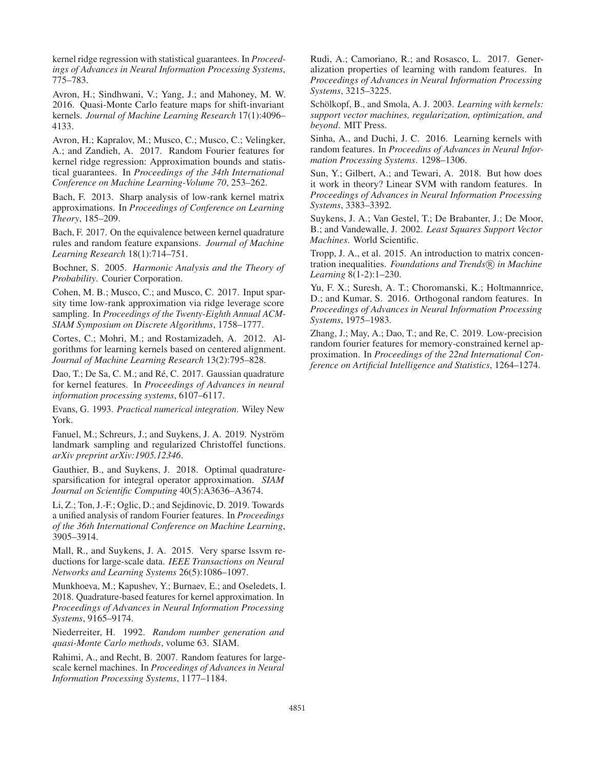kernel ridge regression with statistical guarantees. In *Proceedings of Advances in Neural Information Processing Systems*, 775–783.

Avron, H.; Sindhwani, V.; Yang, J.; and Mahoney, M. W. 2016. Quasi-Monte Carlo feature maps for shift-invariant kernels. *Journal of Machine Learning Research* 17(1):4096–4133.

Avron, H.; Kapralov, M.; Musco, C.; Musco, C.; Velingker, A.; and Zandieh, A. 2017. Random Fourier features for kernel ridge regression: Approximation bounds and statistical guarantees. In *Proceedings of the 34th International Conference on Machine Learning-Volume 70*, 253–262.

Bach, F. 2013. Sharp analysis of low-rank kernel matrix approximations. In *Proceedings of Conference on Learning Theory*, 185–209.

Bach, F. 2017. On the equivalence between kernel quadrature rules and random feature expansions. *Journal of Machine Learning Research* 18(1):714–751.

Bochner, S. 2005. *Harmonic Analysis and the Theory of Probability*. Courier Corporation.

Cohen, M. B.; Musco, C.; and Musco, C. 2017. Input sparsity time low-rank approximation via ridge leverage score sampling. In *Proceedings of the Twenty-Eighth Annual ACM-SIAM Symposium on Discrete Algorithms*, 1758–1777.

Cortes, C.; Mohri, M.; and Rostamizadeh, A. 2012. Algorithms for learning kernels based on centered alignment. *Journal of Machine Learning Research* 13(2):795–828.

Dao, T.; De Sa, C. M.; and Ré, C. 2017. Gaussian quadrature for kernel features. In *Proceedings of Advances in neural information processing systems*, 6107–6117.

Evans, G. 1993. *Practical numerical integration*. Wiley New York.

Fanuel, M.; Schreurs, J.; and Suykens, J. A. 2019. Nyström landmark sampling and regularized Christoffel functions. *arXiv preprint arXiv:1905.12346*.

Gauthier, B., and Suykens, J. 2018. Optimal quadrature-sparsification for integral operator approximation. *SIAM Journal on Scientific Computing* 40(5):A3636–A3674.

Li, Z.; Ton, J.-F.; Oglic, D.; and Sejdinovic, D. 2019. Towards a unified analysis of random Fourier features. In *Proceedings of the 36th International Conference on Machine Learning*, 3905–3914.

Mall, R., and Suykens, J. A. 2015. Very sparse lssvm reductions for large-scale data. *IEEE Transactions on Neural Networks and Learning Systems* 26(5):1086–1097.

Munkhoeva, M.; Kapushev, Y.; Burnaev, E.; and Oseledets, I. 2018. Quadrature-based features for kernel approximation. In *Proceedings of Advances in Neural Information Processing Systems*, 9165–9174.

Niederreiter, H. 1992. *Random number generation and quasi-Monte Carlo methods*, volume 63. SIAM.

Rahimi, A., and Recht, B. 2007. Random features for large-scale kernel machines. In *Proceedings of Advances in Neural Information Processing Systems*, 1177–1184.

Rudi, A.; Camoriano, R.; and Rosasco, L. 2017. Generalization properties of learning with random features. In *Proceedings of Advances in Neural Information Processing Systems*, 3215–3225.

Schölkopf, B., and Smola, A. J. 2003. *Learning with kernels: support vector machines, regularization, optimization, and beyond*. MIT Press.

Sinha, A., and Duchi, J. C. 2016. Learning kernels with random features. In *Proceedins of Advances in Neural Information Processing Systems*. 1298–1306.

Sun, Y.; Gilbert, A.; and Tewari, A. 2018. But how does it work in theory? Linear SVM with random features. In *Proceedings of Advances in Neural Information Processing Systems*, 3383–3392.

Suykens, J. A.; Van Gestel, T.; De Brabanter, J.; De Moor, B.; and Vandewalle, J. 2002. *Least Squares Support Vector Machines*. World Scientific.

Tropp, J. A., et al. 2015. An introduction to matrix concentration inequalities. *Foundations and Trends® in Machine Learning* 8(1-2):1–230.

Yu, F. X.; Suresh, A. T.; Choromanski, K.; Holtmannrice, D.; and Kumar, S. 2016. Orthogonal random features. In *Proceedings of Advances in Neural Information Processing Systems*, 1975–1983.

Zhang, J.; May, A.; Dao, T.; and Re, C. 2019. Low-precision random fourier features for memory-constrained kernel approximation. In *Proceedings of the 22nd International Conference on Artificial Intelligence and Statistics*, 1264–1274.